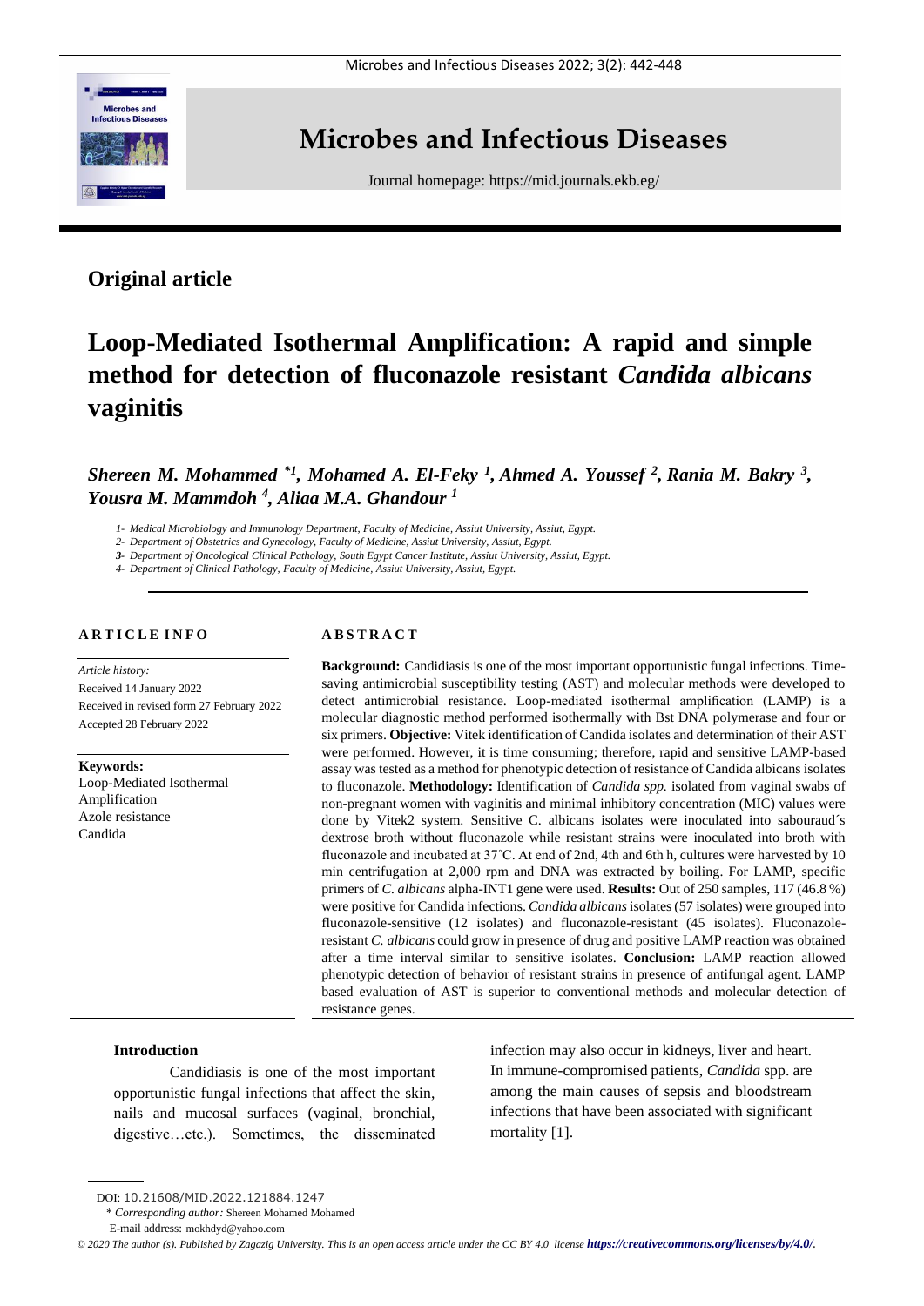Original article

# Loop-Mediated Isothermal Amplification: A rapid and simple method for detection of fluconazole resistant *Candida albicans* vaginitis

***Shereen M. Mohammed* [*1], Mohamed A. El-Feky [1], Ahmed A. Youssef [2], Rania M. Bakry [3], Yousra M. Mammdoh [4], Aliaa M.A. Ghandour [1]***

*1- Medical Microbiology and Immunology Department, Faculty of Medicine, Assiut University, Assiut, Egypt.*
*2- Department of Obstetrics and Gynecology, Faculty of Medicine, Assiut University, Assiut, Egypt.*
*3- Department of Oncological Clinical Pathology, South Egypt Cancer Institute, Assiut University, Assiut, Egypt.*
*4- Department of Clinical Pathology, Faculty of Medicine, Assiut University, Assiut, Egypt.*

## ARTICLE INFO

*Article history:*
Received 14 January 2022
Received in revised form 27 February 2022
Accepted 28 February 2022

**Keywords:**
Loop-Mediated Isothermal Amplification
Azole resistance
Candida

## ABSTRACT

**Background:** Candidiasis is one of the most important opportunistic fungal infections. Time-saving antimicrobial susceptibility testing (AST) and molecular methods were developed to detect antimicrobial resistance. Loop-mediated isothermal amplification (LAMP) is a molecular diagnostic method performed isothermally with Bst DNA polymerase and four or six primers. **Objective:** Vitek identification of Candida isolates and determination of their AST were performed. However, it is time consuming; therefore, rapid and sensitive LAMP-based assay was tested as a method for phenotypic detection of resistance of Candida albicans isolates to fluconazole. **Methodology:** Identification of *Candida spp.* isolated from vaginal swabs of non-pregnant women with vaginitis and minimal inhibitory concentration (MIC) values were done by Vitek2 system. Sensitive C. albicans isolates were inoculated into sabouraud´s dextrose broth without fluconazole while resistant strains were inoculated into broth with fluconazole and incubated at 37˚C. At end of 2nd, 4th and 6th h, cultures were harvested by 10 min centrifugation at 2,000 rpm and DNA was extracted by boiling. For LAMP, specific primers of *C. albicans* alpha-INT1 gene were used. **Results:** Out of 250 samples, 117 (46.8 %) were positive for Candida infections. *Candida albicans* isolates (57 isolates) were grouped into fluconazole-sensitive (12 isolates) and fluconazole-resistant (45 isolates). Fluconazole-resistant *C. albicans* could grow in presence of drug and positive LAMP reaction was obtained after a time interval similar to sensitive isolates. **Conclusion:** LAMP reaction allowed phenotypic detection of behavior of resistant strains in presence of antifungal agent. LAMP based evaluation of AST is superior to conventional methods and molecular detection of resistance genes.

## Introduction

Candidiasis is one of the most important opportunistic fungal infections that affect the skin, nails and mucosal surfaces (vaginal, bronchial, digestive…etc.). Sometimes, the disseminated infection may also occur in kidneys, liver and heart. In immune-compromised patients, *Candida* spp. are among the main causes of sepsis and bloodstream infections that have been associated with significant mortality [1].

DOI: 10.21608/MID.2022.121884.1247
\* *Corresponding author:* Shereen Mohamed Mohamed
E-mail address: mokhdyd@yahoo.com

*© 2020 The author (s). Published by Zagazig University. This is an open access article under the CC BY 4.0 license https://creativecommons.org/licenses/by/4.0/.*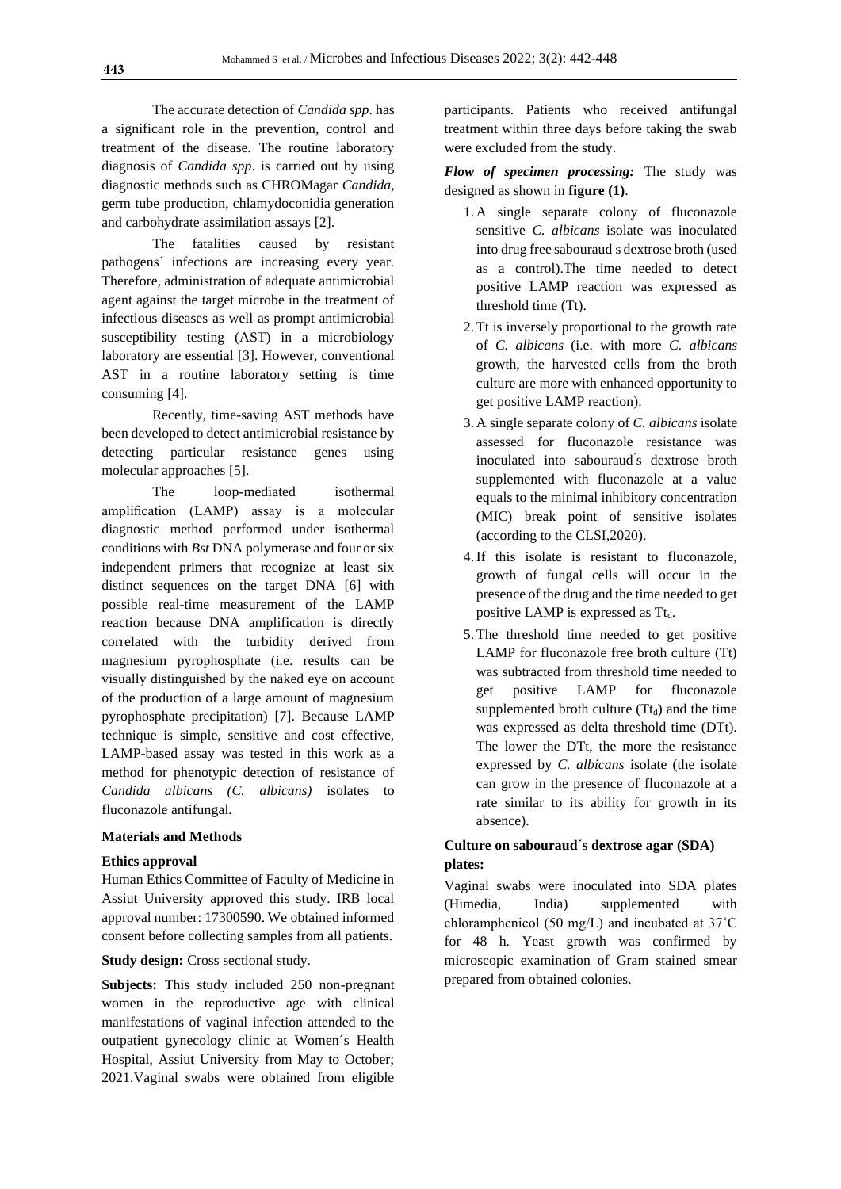The accurate detection of *Candida spp*. has a significant role in the prevention, control and treatment of the disease. The routine laboratory diagnosis of *Candida spp*. is carried out by using diagnostic methods such as CHROMagar *Candida*, germ tube production, chlamydoconidia generation and carbohydrate assimilation assays [2].

The fatalities caused by resistant pathogens´ infections are increasing every year. Therefore, administration of adequate antimicrobial agent against the target microbe in the treatment of infectious diseases as well as prompt antimicrobial susceptibility testing (AST) in a microbiology laboratory are essential [3]. However, conventional AST in a routine laboratory setting is time consuming [4].

Recently, time-saving AST methods have been developed to detect antimicrobial resistance by detecting particular resistance genes using molecular approaches [5].

The loop-mediated isothermal amplification (LAMP) assay is a molecular diagnostic method performed under isothermal conditions with *Bst* DNA polymerase and four or six independent primers that recognize at least six distinct sequences on the target DNA [6] with possible real-time measurement of the LAMP reaction because DNA amplification is directly correlated with the turbidity derived from magnesium pyrophosphate (i.e. results can be visually distinguished by the naked eye on account of the production of a large amount of magnesium pyrophosphate precipitation) [7]. Because LAMP technique is simple, sensitive and cost effective, LAMP-based assay was tested in this work as a method for phenotypic detection of resistance of *Candida albicans (C. albicans)* isolates to fluconazole antifungal.

## Materials and Methods

### Ethics approval

Human Ethics Committee of Faculty of Medicine in Assiut University approved this study. IRB local approval number: 17300590. We obtained informed consent before collecting samples from all patients.

**Study design:** Cross sectional study.

**Subjects:** This study included 250 non-pregnant women in the reproductive age with clinical manifestations of vaginal infection attended to the outpatient gynecology clinic at Women´s Health Hospital, Assiut University from May to October; 2021.Vaginal swabs were obtained from eligible participants. Patients who received antifungal treatment within three days before taking the swab were excluded from the study.

***Flow of specimen processing:*** The study was designed as shown in **figure (1)**.

1. A single separate colony of fluconazole sensitive *C. albicans* isolate was inoculated into drug free sabouraud´s dextrose broth (used as a control).The time needed to detect positive LAMP reaction was expressed as threshold time (Tt).
2. Tt is inversely proportional to the growth rate of *C. albicans* (i.e. with more *C. albicans* growth, the harvested cells from the broth culture are more with enhanced opportunity to get positive LAMP reaction).
3. A single separate colony of *C. albicans* isolate assessed for fluconazole resistance was inoculated into sabouraud´s dextrose broth supplemented with fluconazole at a value equals to the minimal inhibitory concentration (MIC) break point of sensitive isolates (according to the CLSI,2020).
4. If this isolate is resistant to fluconazole, growth of fungal cells will occur in the presence of the drug and the time needed to get positive LAMP is expressed as $Tt_d$.
5. The threshold time needed to get positive LAMP for fluconazole free broth culture (Tt) was subtracted from threshold time needed to get positive LAMP for fluconazole supplemented broth culture ($Tt_d$) and the time was expressed as delta threshold time (DTt). The lower the DTt, the more the resistance expressed by *C. albicans* isolate (the isolate can grow in the presence of fluconazole at a rate similar to its ability for growth in its absence).

### Culture on sabouraud´s dextrose agar (SDA) plates:

Vaginal swabs were inoculated into SDA plates (Himedia, India) supplemented with chloramphenicol (50 mg/L) and incubated at 37˚C for 48 h. Yeast growth was confirmed by microscopic examination of Gram stained smear prepared from obtained colonies.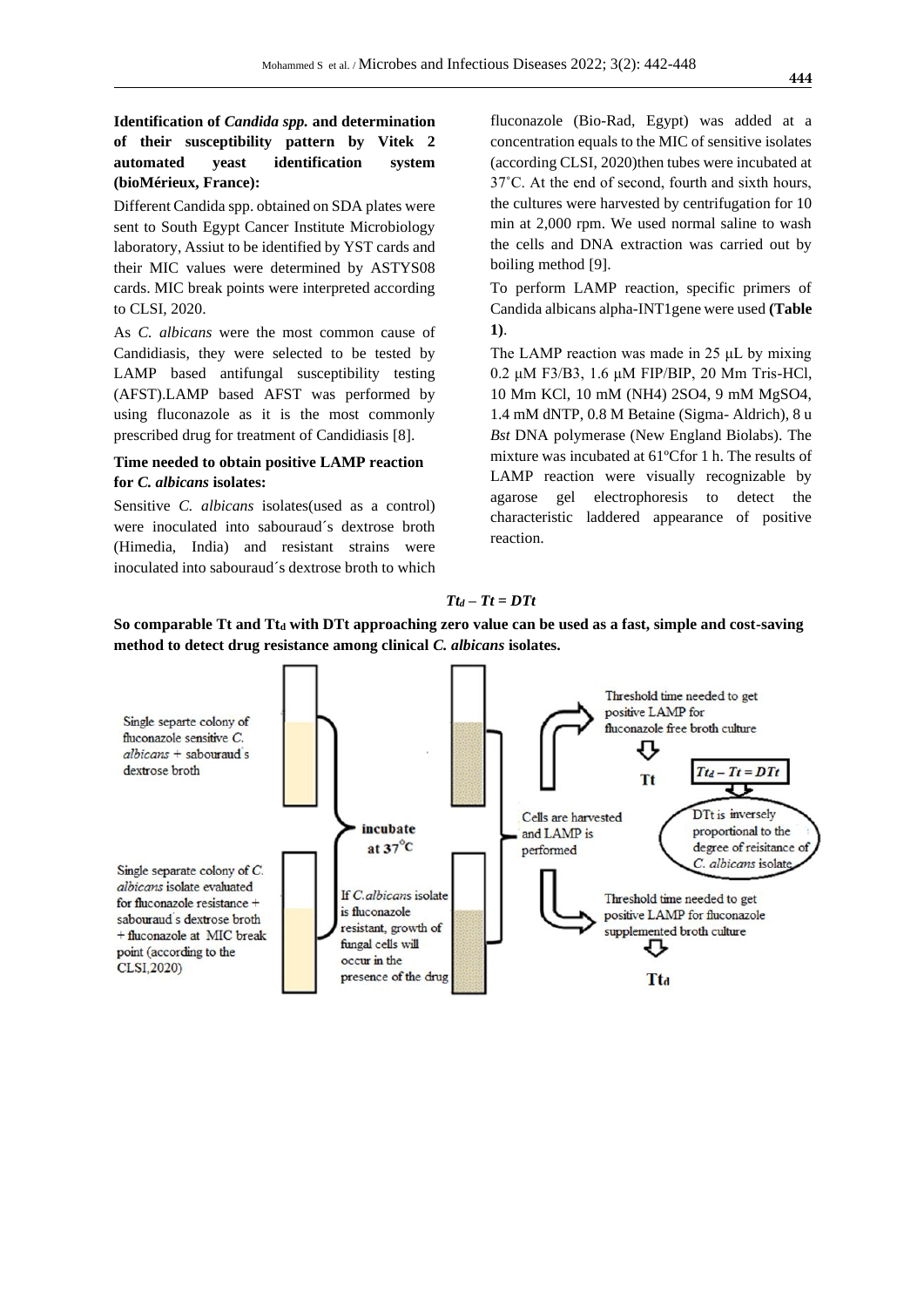**Identification of *Candida spp.* and determination of their susceptibility pattern by Vitek 2 automated yeast identification system (bioMérieux, France):**

Different Candida spp. obtained on SDA plates were sent to South Egypt Cancer Institute Microbiology laboratory, Assiut to be identified by YST cards and their MIC values were determined by ASTYS08 cards. MIC break points were interpreted according to CLSI, 2020.

As *C. albicans* were the most common cause of Candidiasis, they were selected to be tested by LAMP based antifungal susceptibility testing (AFST).LAMP based AFST was performed by using fluconazole as it is the most commonly prescribed drug for treatment of Candidiasis [8].

**Time needed to obtain positive LAMP reaction for *C. albicans* isolates:**

Sensitive *C. albicans* isolates(used as a control) were inoculated into sabouraud´s dextrose broth (Himedia, India) and resistant strains were inoculated into sabouraud´s dextrose broth to which fluconazole (Bio-Rad, Egypt) was added at a concentration equals to the MIC of sensitive isolates (according CLSI, 2020)then tubes were incubated at 37˚C. At the end of second, fourth and sixth hours, the cultures were harvested by centrifugation for 10 min at 2,000 rpm. We used normal saline to wash the cells and DNA extraction was carried out by boiling method [9].

To perform LAMP reaction, specific primers of Candida albicans alpha-INT1gene were used **(Table 1)**.

The LAMP reaction was made in 25 μL by mixing 0.2 μM F3/B3, 1.6 μM FIP/BIP, 20 Mm Tris-HCl, 10 Mm KCl, 10 mM $(NH_4)_2SO_4$, 9 mM $MgSO_4$, 1.4 mM dNTP, 0.8 M Betaine (Sigma- Aldrich), 8 u *Bst* DNA polymerase (New England Biolabs). The mixture was incubated at 61ºCfor 1 h. The results of LAMP reaction were visually recognizable by agarose gel electrophoresis to detect the characteristic laddered appearance of positive reaction.

$$Tt_d - Tt = DTt$$

**So comparable Tt and $Tt_d$ with DTt approaching zero value can be used as a fast, simple and cost-saving method to detect drug resistance among clinical *C. albicans* isolates.**

Single separte colony of fluconazole sensitive *C. albicans* + sabouraud´s dextrose broth

Single separate colony of *C. albicans* isolate evaluated for fluconazole resistance + sabouraud´s dextrose broth + fluconazole at MIC break point (according to the CLSI,2020)

incubate at 37°C

If *C.albicans* isolate is fluconazole resistant, growth of fungal cells will occur in the presence of the drug

Cells are harvested and LAMP is performed

Threshold time needed to get positive LAMP for fluconazole free broth culture → Tt

Threshold time needed to get positive LAMP for fluconazole supplemented broth culture → $Tt_d$

$Tt_d - Tt = DTt$

DTt is inversely proportional to the degree of reisitance of *C. albicans* isolate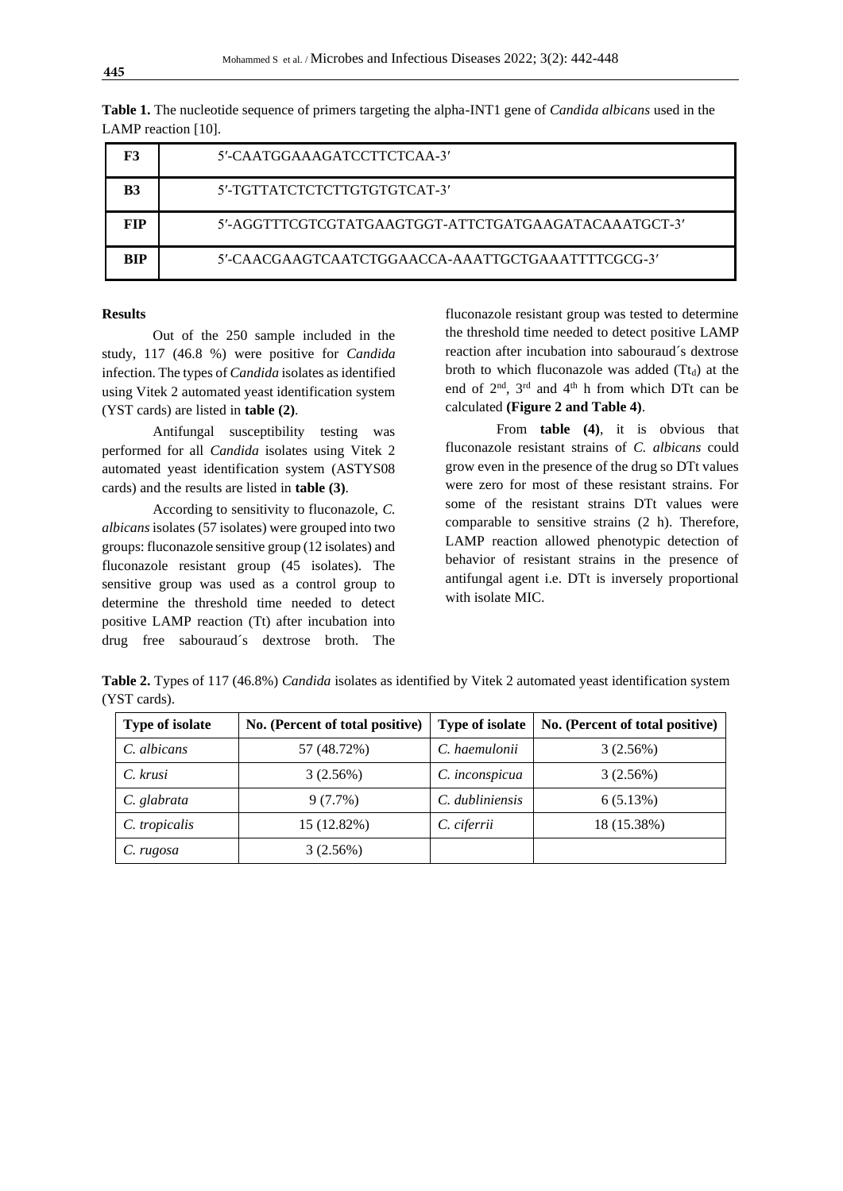**Table 1.** The nucleotide sequence of primers targeting the alpha-INT1 gene of *Candida albicans* used in the LAMP reaction [10].

| | |
|---|---|
| **F3** | 5′-CAATGGAAAGATCCTTCTCAA-3′ |
| **B3** | 5′-TGTTATCTCTCTTGTGTGTCAT-3′ |
| **FIP** | 5′-AGGTTTCGTCGTATGAAGTGGT-ATTCTGATGAAGATACAAATGCT-3′ |
| **BIP** | 5′-CAACGAAGTCAATCTGGAACCA-AAATTGCTGAAATTTTCGCG-3′ |

**Results**

Out of the 250 sample included in the study, 117 (46.8 %) were positive for *Candida* infection. The types of *Candida* isolates as identified using Vitek 2 automated yeast identification system (YST cards) are listed in **table (2)**.

Antifungal susceptibility testing was performed for all *Candida* isolates using Vitek 2 automated yeast identification system (ASTYS08 cards) and the results are listed in **table (3)**.

According to sensitivity to fluconazole, *C. albicans* isolates (57 isolates) were grouped into two groups: fluconazole sensitive group (12 isolates) and fluconazole resistant group (45 isolates). The sensitive group was used as a control group to determine the threshold time needed to detect positive LAMP reaction (Tt) after incubation into drug free sabouraud´s dextrose broth. The fluconazole resistant group was tested to determine the threshold time needed to detect positive LAMP reaction after incubation into sabouraud´s dextrose broth to which fluconazole was added ($Tt_d$) at the end of 2nd, 3rd and 4th h from which DTt can be calculated **(Figure 2 and Table 4)**.

From **table (4)**, it is obvious that fluconazole resistant strains of *C. albicans* could grow even in the presence of the drug so DTt values were zero for most of these resistant strains. For some of the resistant strains DTt values were comparable to sensitive strains (2 h). Therefore, LAMP reaction allowed phenotypic detection of behavior of resistant strains in the presence of antifungal agent i.e. DTt is inversely proportional with isolate MIC.

**Table 2.** Types of 117 (46.8%) *Candida* isolates as identified by Vitek 2 automated yeast identification system (YST cards).

| Type of isolate | No. (Percent of total positive) | Type of isolate | No. (Percent of total positive) |
|---|---|---|---|
| *C. albicans* | 57 (48.72%) | *C. haemulonii* | 3 (2.56%) |
| *C. krusi* | 3 (2.56%) | *C. inconspicua* | 3 (2.56%) |
| *C. glabrata* | 9 (7.7%) | *C. dubliniensis* | 6 (5.13%) |
| *C. tropicalis* | 15 (12.82%) | *C. ciferrii* | 18 (15.38%) |
| *C. rugosa* | 3 (2.56%) | | |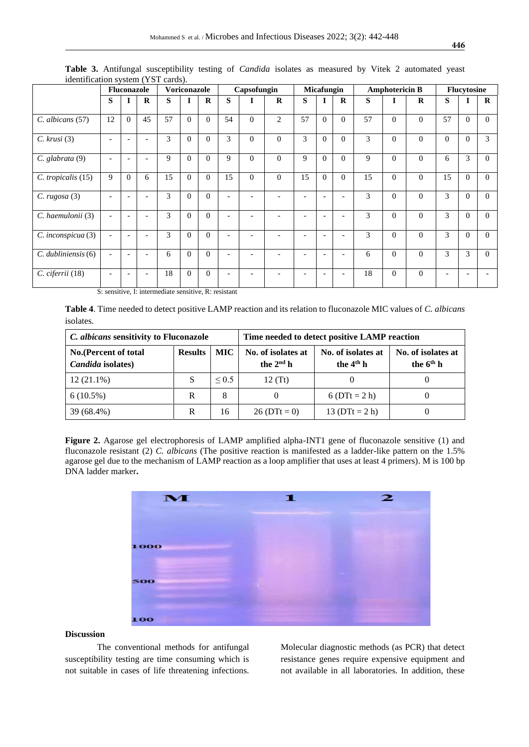**Table 3.** Antifungal susceptibility testing of *Candida* isolates as measured by Vitek 2 automated yeast identification system (YST cards).

| | Fluconazole | | | Voriconazole | | | Capsofungin | | | Micafungin | | | Amphotericin B | | | Flucytosine | | |
|---|---|---|---|---|---|---|---|---|---|---|---|---|---|---|---|---|---|---|
| | S | I | R | S | I | R | S | I | R | S | I | R | S | I | R | S | I | R |
| *C. albicans* (57) | 12 | 0 | 45 | 57 | 0 | 0 | 54 | 0 | 2 | 57 | 0 | 0 | 57 | 0 | 0 | 57 | 0 | 0 |
| *C. krusi* (3) | - | - | - | 3 | 0 | 0 | 3 | 0 | 0 | 3 | 0 | 0 | 3 | 0 | 0 | 0 | 0 | 3 |
| *C. glabrata* (9) | - | - | - | 9 | 0 | 0 | 9 | 0 | 0 | 9 | 0 | 0 | 9 | 0 | 0 | 6 | 3 | 0 |
| *C. tropicalis* (15) | 9 | 0 | 6 | 15 | 0 | 0 | 15 | 0 | 0 | 15 | 0 | 0 | 15 | 0 | 0 | 15 | 0 | 0 |
| *C. rugosa* (3) | - | - | - | 3 | 0 | 0 | - | - | - | - | - | - | 3 | 0 | 0 | 3 | 0 | 0 |
| *C. haemulonii* (3) | - | - | - | 3 | 0 | 0 | - | - | - | - | - | - | 3 | 0 | 0 | 3 | 0 | 0 |
| *C. inconspicua* (3) | - | - | - | 3 | 0 | 0 | - | - | - | - | - | - | 3 | 0 | 0 | 3 | 0 | 0 |
| *C. dubliniensis* (6) | - | - | - | 6 | 0 | 0 | - | - | - | - | - | - | 6 | 0 | 0 | 3 | 3 | 0 |
| *C. ciferrii* (18) | - | - | - | 18 | 0 | 0 | - | - | - | - | - | - | 18 | 0 | 0 | - | - | - |

S: sensitive, I: intermediate sensitive, R: resistant

**Table 4**. Time needed to detect positive LAMP reaction and its relation to fluconazole MIC values of *C. albicans* isolates.

| *C. albicans* sensitivity to Fluconazole | | | Time needed to detect positive LAMP reaction | | |
|---|---|---|---|---|---|
| No.(Percent of total *Candida* isolates) | Results | MIC | No. of isolates at the 2nd h | No. of isolates at the 4th h | No. of isolates at the 6th h |
| 12 (21.1%) | S | ≤ 0.5 | 12 (Tt) | 0 | 0 |
| 6 (10.5%) | R | 8 | 0 | 6 (DTt = 2 h) | 0 |
| 39 (68.4%) | R | 16 | 26 (DTt = 0) | 13 (DTt = 2 h) | 0 |

**Figure 2.** Agarose gel electrophoresis of LAMP amplified alpha-INT1 gene of fluconazole sensitive (1) and fluconazole resistant (2) *C. albicans* (The positive reaction is manifested as a ladder-like pattern on the 1.5% agarose gel due to the mechanism of LAMP reaction as a loop amplifier that uses at least 4 primers). M is 100 bp DNA ladder marker**.**

## Discussion

The conventional methods for antifungal susceptibility testing are time consuming which is not suitable in cases of life threatening infections. Molecular diagnostic methods (as PCR) that detect resistance genes require expensive equipment and not available in all laboratories. In addition, these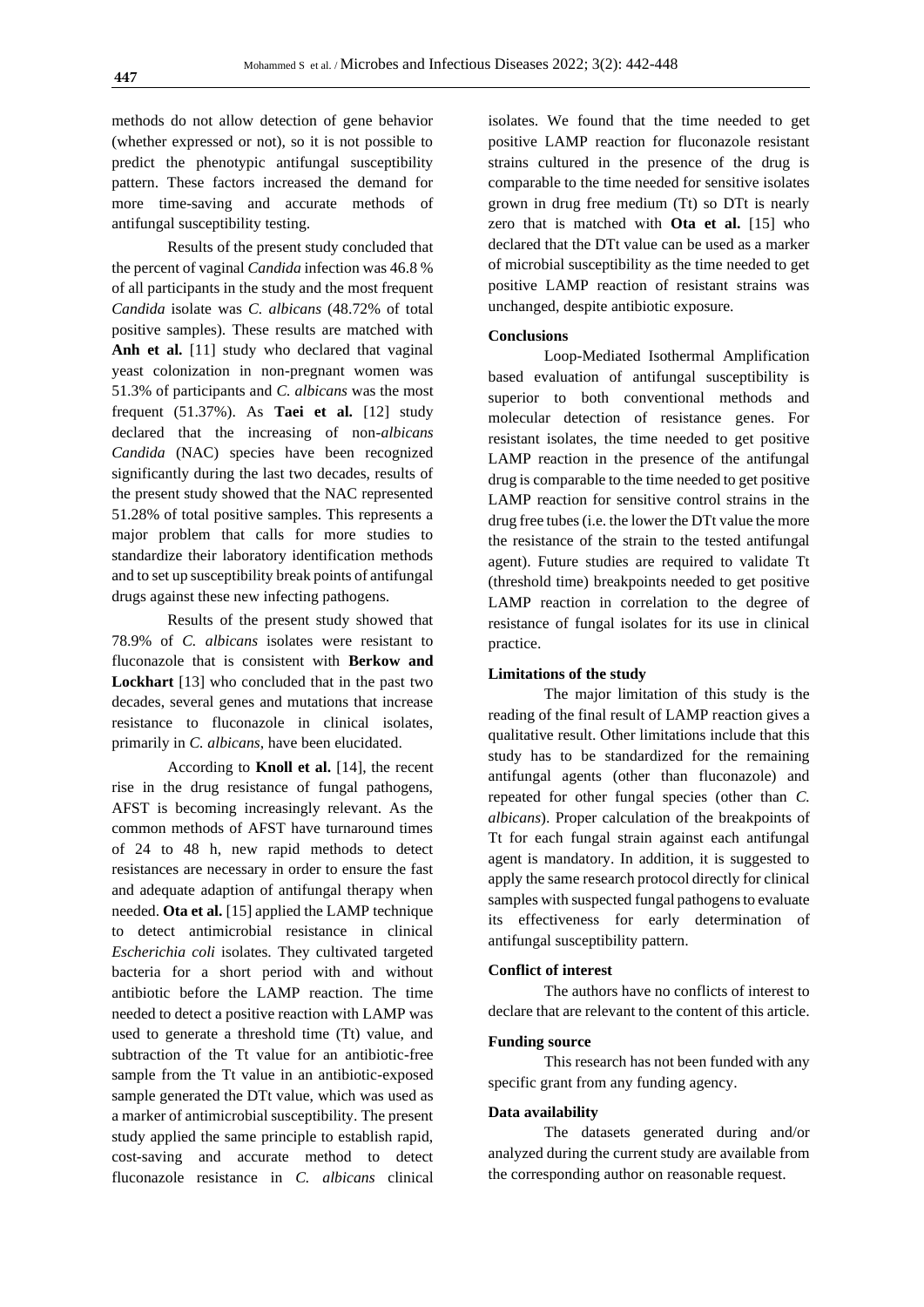methods do not allow detection of gene behavior (whether expressed or not), so it is not possible to predict the phenotypic antifungal susceptibility pattern. These factors increased the demand for more time-saving and accurate methods of antifungal susceptibility testing.

Results of the present study concluded that the percent of vaginal *Candida* infection was 46.8 % of all participants in the study and the most frequent *Candida* isolate was *C. albicans* (48.72% of total positive samples). These results are matched with **Anh et al.** [11] study who declared that vaginal yeast colonization in non-pregnant women was 51.3% of participants and *C. albicans* was the most frequent (51.37%). As **Taei et al.** [12] study declared that the increasing of non-*albicans Candida* (NAC) species have been recognized significantly during the last two decades, results of the present study showed that the NAC represented 51.28% of total positive samples. This represents a major problem that calls for more studies to standardize their laboratory identification methods and to set up susceptibility break points of antifungal drugs against these new infecting pathogens.

Results of the present study showed that 78.9% of *C. albicans* isolates were resistant to fluconazole that is consistent with **Berkow and Lockhart** [13] who concluded that in the past two decades, several genes and mutations that increase resistance to fluconazole in clinical isolates, primarily in *C. albicans*, have been elucidated.

According to **Knoll et al.** [14], the recent rise in the drug resistance of fungal pathogens, AFST is becoming increasingly relevant. As the common methods of AFST have turnaround times of 24 to 48 h, new rapid methods to detect resistances are necessary in order to ensure the fast and adequate adaption of antifungal therapy when needed. **Ota et al.** [15] applied the LAMP technique to detect antimicrobial resistance in clinical *Escherichia coli* isolates. They cultivated targeted bacteria for a short period with and without antibiotic before the LAMP reaction. The time needed to detect a positive reaction with LAMP was used to generate a threshold time (Tt) value, and subtraction of the Tt value for an antibiotic-free sample from the Tt value in an antibiotic-exposed sample generated the DTt value, which was used as a marker of antimicrobial susceptibility. The present study applied the same principle to establish rapid, cost-saving and accurate method to detect fluconazole resistance in *C. albicans* clinical isolates. We found that the time needed to get positive LAMP reaction for fluconazole resistant strains cultured in the presence of the drug is comparable to the time needed for sensitive isolates grown in drug free medium (Tt) so DTt is nearly zero that is matched with **Ota et al.** [15] who declared that the DTt value can be used as a marker of microbial susceptibility as the time needed to get positive LAMP reaction of resistant strains was unchanged, despite antibiotic exposure.

#### Conclusions

Loop-Mediated Isothermal Amplification based evaluation of antifungal susceptibility is superior to both conventional methods and molecular detection of resistance genes. For resistant isolates, the time needed to get positive LAMP reaction in the presence of the antifungal drug is comparable to the time needed to get positive LAMP reaction for sensitive control strains in the drug free tubes (i.e. the lower the DTt value the more the resistance of the strain to the tested antifungal agent). Future studies are required to validate Tt (threshold time) breakpoints needed to get positive LAMP reaction in correlation to the degree of resistance of fungal isolates for its use in clinical practice.

#### Limitations of the study

The major limitation of this study is the reading of the final result of LAMP reaction gives a qualitative result. Other limitations include that this study has to be standardized for the remaining antifungal agents (other than fluconazole) and repeated for other fungal species (other than *C. albicans*). Proper calculation of the breakpoints of Tt for each fungal strain against each antifungal agent is mandatory. In addition, it is suggested to apply the same research protocol directly for clinical samples with suspected fungal pathogens to evaluate its effectiveness for early determination of antifungal susceptibility pattern.

#### Conflict of interest

The authors have no conflicts of interest to declare that are relevant to the content of this article.

#### Funding source

This research has not been funded with any specific grant from any funding agency.

#### Data availability

The datasets generated during and/or analyzed during the current study are available from the corresponding author on reasonable request.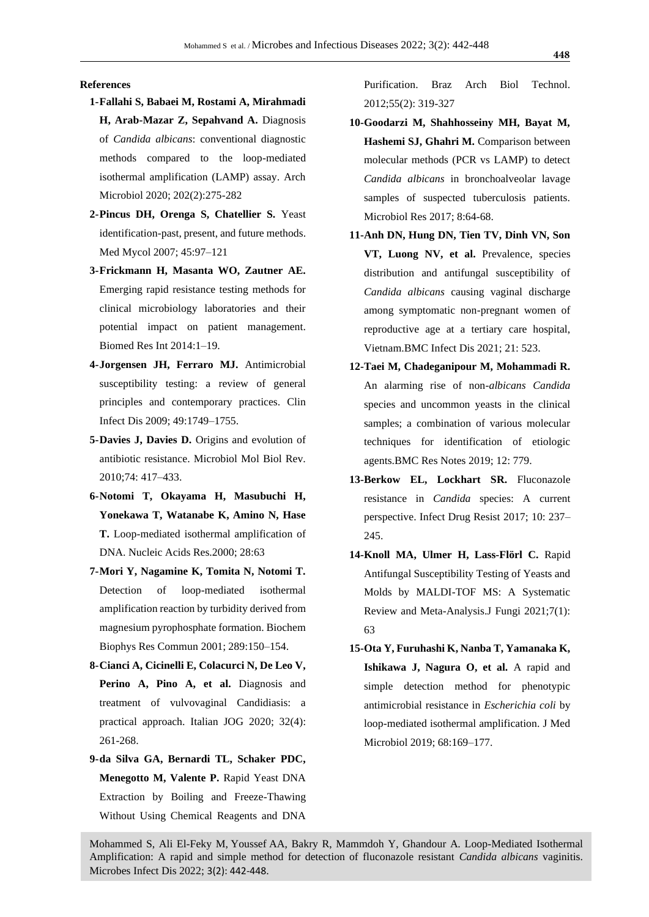**References**

1-**Fallahi S, Babaei M, Rostami A, Mirahmadi H, Arab-Mazar Z, Sepahvand A.** Diagnosis of *Candida albicans*: conventional diagnostic methods compared to the loop-mediated isothermal amplification (LAMP) assay. Arch Microbiol 2020; 202(2):275-282

2-**Pincus DH, Orenga S, Chatellier S.** Yeast identification-past, present, and future methods. Med Mycol 2007; 45:97–121

3-**Frickmann H, Masanta WO, Zautner AE.** Emerging rapid resistance testing methods for clinical microbiology laboratories and their potential impact on patient management. Biomed Res Int 2014:1–19.

4-**Jorgensen JH, Ferraro MJ.** Antimicrobial susceptibility testing: a review of general principles and contemporary practices. Clin Infect Dis 2009; 49:1749–1755.

5-**Davies J, Davies D.** Origins and evolution of antibiotic resistance. Microbiol Mol Biol Rev. 2010;74: 417–433.

6-**Notomi T, Okayama H, Masubuchi H, Yonekawa T, Watanabe K, Amino N, Hase T.** Loop-mediated isothermal amplification of DNA. Nucleic Acids Res.2000; 28:63

7-**Mori Y, Nagamine K, Tomita N, Notomi T.** Detection of loop-mediated isothermal amplification reaction by turbidity derived from magnesium pyrophosphate formation. Biochem Biophys Res Commun 2001; 289:150–154.

8-**Cianci A, Cicinelli E, Colacurci N, De Leo V, Perino A, Pino A, et al.** Diagnosis and treatment of vulvovaginal Candidiasis: a practical approach. Italian JOG 2020; 32(4): 261-268.

9-**da Silva GA, Bernardi TL, Schaker PDC, Menegotto M, Valente P.** Rapid Yeast DNA Extraction by Boiling and Freeze-Thawing Without Using Chemical Reagents and DNA Purification. Braz Arch Biol Technol. 2012;55(2): 319-327

10-**Goodarzi M, Shahhosseiny MH, Bayat M, Hashemi SJ, Ghahri M.** Comparison between molecular methods (PCR vs LAMP) to detect *Candida albicans* in bronchoalveolar lavage samples of suspected tuberculosis patients. Microbiol Res 2017; 8:64-68.

11-**Anh DN, Hung DN, Tien TV, Dinh VN, Son VT, Luong NV, et al.** Prevalence, species distribution and antifungal susceptibility of *Candida albicans* causing vaginal discharge among symptomatic non-pregnant women of reproductive age at a tertiary care hospital, Vietnam.BMC Infect Dis 2021; 21: 523.

12-**Taei M, Chadeganipour M, Mohammadi R.** An alarming rise of non-*albicans Candida* species and uncommon yeasts in the clinical samples; a combination of various molecular techniques for identification of etiologic agents.BMC Res Notes 2019; 12: 779.

13-**Berkow EL, Lockhart SR.** Fluconazole resistance in *Candida* species: A current perspective. Infect Drug Resist 2017; 10: 237–245.

14-**Knoll MA, Ulmer H, Lass-Flörl C.** Rapid Antifungal Susceptibility Testing of Yeasts and Molds by MALDI-TOF MS: A Systematic Review and Meta-Analysis.J Fungi 2021;7(1): 63

15-**Ota Y, Furuhashi K, Nanba T, Yamanaka K, Ishikawa J, Nagura O, et al.** A rapid and simple detection method for phenotypic antimicrobial resistance in *Escherichia coli* by loop-mediated isothermal amplification. J Med Microbiol 2019; 68:169–177.

Mohammed S, Ali El-Feky M, Youssef AA, Bakry R, Mammdoh Y, Ghandour A. Loop-Mediated Isothermal Amplification: A rapid and simple method for detection of fluconazole resistant *Candida albicans* vaginitis. Microbes Infect Dis 2022; 3(2): 442-448.